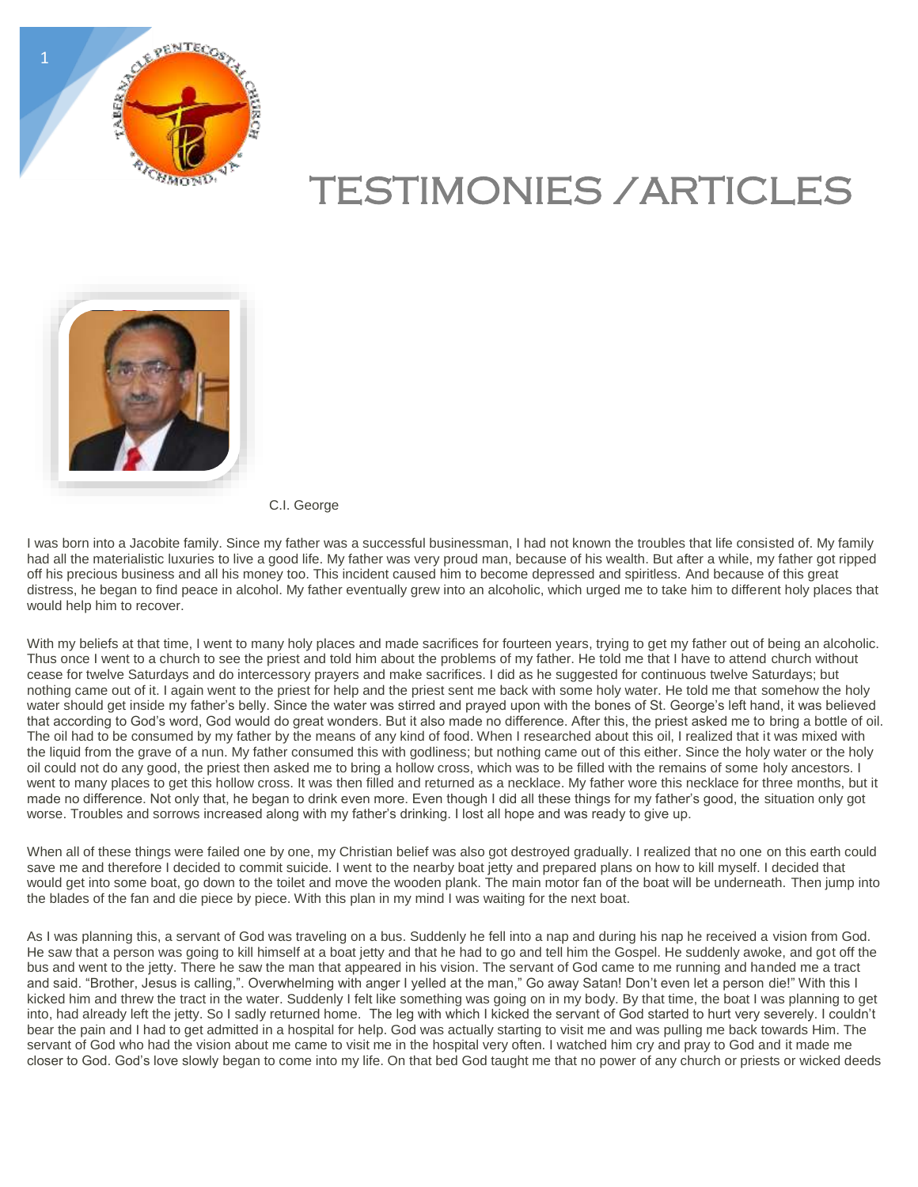# TESTIMONIES /ARTICLES

C.I. George

I was born into a Jacobite family. Since my father was a successful businessman, I had not known the troubles that life consisted of. My family had all the materialistic luxuries to live a good life. My father was very proud man, because of his wealth. But after a while, my father got ripped off his precious business and all his money too. This incident caused him to become depressed and spiritless. And because of this great distress, he began to find peace in alcohol. My father eventually grew into an alcoholic, which urged me to take him to different holy places that would help him to recover.

With my beliefs at that time, I went to many holy places and made sacrifices for fourteen years, trying to get my father out of being an alcoholic. Thus once I went to a church to see the priest and told him about the problems of my father. He told me that I have to attend church without cease for twelve Saturdays and do intercessory prayers and make sacrifices. I did as he suggested for continuous twelve Saturdays; but nothing came out of it. I again went to the priest for help and the priest sent me back with some holy water. He told me that somehow the holy water should get inside my father's belly. Since the water was stirred and prayed upon with the bones of St. George's left hand, it was believed that according to God's word, God would do great wonders. But it also made no difference. After this, the priest asked me to bring a bottle of oil. The oil had to be consumed by my father by the means of any kind of food. When I researched about this oil, I realized that it was mixed with the liquid from the grave of a nun. My father consumed this with godliness; but nothing came out of this either. Since the holy water or the holy oil could not do any good, the priest then asked me to bring a hollow cross, which was to be filled with the remains of some holy ancestors. I went to many places to get this hollow cross. It was then filled and returned as a necklace. My father wore this necklace for three months, but it made no difference. Not only that, he began to drink even more. Even though I did all these things for my father's good, the situation only got worse. Troubles and sorrows increased along with my father's drinking. I lost all hope and was ready to give up.

When all of these things were failed one by one, my Christian belief was also got destroyed gradually. I realized that no one on this earth could save me and therefore I decided to commit suicide. I went to the nearby boat jetty and prepared plans on how to kill myself. I decided that would get into some boat, go down to the toilet and move the wooden plank. The main motor fan of the boat will be underneath. Then jump into the blades of the fan and die piece by piece. With this plan in my mind I was waiting for the next boat.

As I was planning this, a servant of God was traveling on a bus. Suddenly he fell into a nap and during his nap he received a vision from God. He saw that a person was going to kill himself at a boat jetty and that he had to go and tell him the Gospel. He suddenly awoke, and got off the bus and went to the jetty. There he saw the man that appeared in his vision. The servant of God came to me running and handed me a tract and said. "Brother, Jesus is calling,". Overwhelming with anger I yelled at the man," Go away Satan! Don't even let a person die!" With this I kicked him and threw the tract in the water. Suddenly I felt like something was going on in my body. By that time, the boat I was planning to get into, had already left the jetty. So I sadly returned home. The leg with which I kicked the servant of God started to hurt very severely. I couldn't bear the pain and I had to get admitted in a hospital for help. God was actually starting to visit me and was pulling me back towards Him. The servant of God who had the vision about me came to visit me in the hospital very often. I watched him cry and pray to God and it made me closer to God. God's love slowly began to come into my life. On that bed God taught me that no power of any church or priests or wicked deeds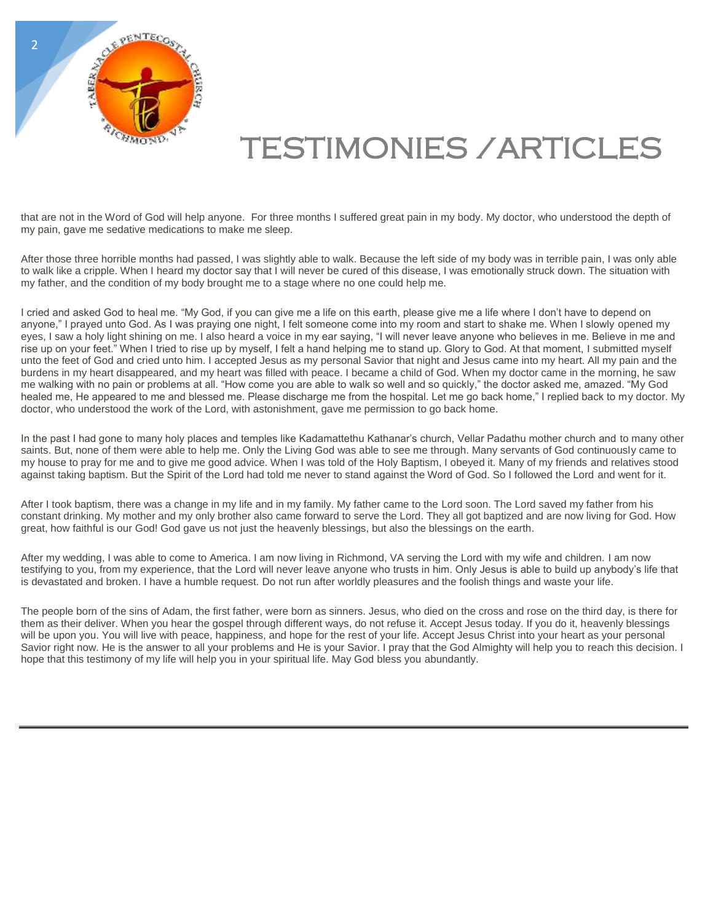# TESTIMONIES /ARTICLES

that are not in the Word of God will help anyone. For three months I suffered great pain in my body. My doctor, who understood the depth of my pain, gave me sedative medications to make me sleep.

After those three horrible months had passed, I was slightly able to walk. Because the left side of my body was in terrible pain, I was only able to walk like a cripple. When I heard my doctor say that I will never be cured of this disease, I was emotionally struck down. The situation with my father, and the condition of my body brought me to a stage where no one could help me.

I cried and asked God to heal me. “My God, if you can give me a life on this earth, please give me a life where I don’t have to depend on anyone,” I prayed unto God. As I was praying one night, I felt someone come into my room and start to shake me. When I slowly opened my eyes, I saw a holy light shining on me. I also heard a voice in my ear saying, “I will never leave anyone who believes in me. Believe in me and rise up on your feet.” When I tried to rise up by myself, I felt a hand helping me to stand up. Glory to God. At that moment, I submitted myself unto the feet of God and cried unto him. I accepted Jesus as my personal Savior that night and Jesus came into my heart. All my pain and the burdens in my heart disappeared, and my heart was filled with peace. I became a child of God. When my doctor came in the morning, he saw me walking with no pain or problems at all. “How come you are able to walk so well and so quickly,” the doctor asked me, amazed. “My God healed me, He appeared to me and blessed me. Please discharge me from the hospital. Let me go back home,” I replied back to my doctor. My doctor, who understood the work of the Lord, with astonishment, gave me permission to go back home.

In the past I had gone to many holy places and temples like Kadamattethu Kathanar’s church, Vellar Padathu mother church and to many other saints. But, none of them were able to help me. Only the Living God was able to see me through. Many servants of God continuously came to my house to pray for me and to give me good advice. When I was told of the Holy Baptism, I obeyed it. Many of my friends and relatives stood against taking baptism. But the Spirit of the Lord had told me never to stand against the Word of God. So I followed the Lord and went for it.

After I took baptism, there was a change in my life and in my family. My father came to the Lord soon. The Lord saved my father from his constant drinking. My mother and my only brother also came forward to serve the Lord. They all got baptized and are now living for God. How great, how faithful is our God! God gave us not just the heavenly blessings, but also the blessings on the earth.

After my wedding, I was able to come to America. I am now living in Richmond, VA serving the Lord with my wife and children. I am now testifying to you, from my experience, that the Lord will never leave anyone who trusts in him. Only Jesus is able to build up anybody’s life that is devastated and broken. I have a humble request. Do not run after worldly pleasures and the foolish things and waste your life.

The people born of the sins of Adam, the first father, were born as sinners. Jesus, who died on the cross and rose on the third day, is there for them as their deliver. When you hear the gospel through different ways, do not refuse it. Accept Jesus today. If you do it, heavenly blessings will be upon you. You will live with peace, happiness, and hope for the rest of your life. Accept Jesus Christ into your heart as your personal Savior right now. He is the answer to all your problems and He is your Savior. I pray that the God Almighty will help you to reach this decision. I hope that this testimony of my life will help you in your spiritual life. May God bless you abundantly.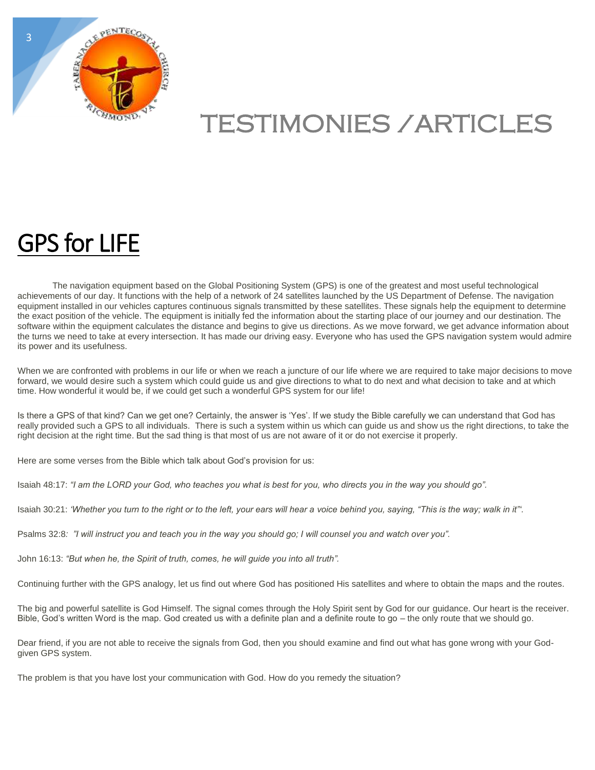# TESTIMONIES /ARTICLES

## GPS for LIFE

The navigation equipment based on the Global Positioning System (GPS) is one of the greatest and most useful technological achievements of our day. It functions with the help of a network of 24 satellites launched by the US Department of Defense. The navigation equipment installed in our vehicles captures continuous signals transmitted by these satellites. These signals help the equipment to determine the exact position of the vehicle. The equipment is initially fed the information about the starting place of our journey and our destination. The software within the equipment calculates the distance and begins to give us directions. As we move forward, we get advance information about the turns we need to take at every intersection. It has made our driving easy. Everyone who has used the GPS navigation system would admire its power and its usefulness.

When we are confronted with problems in our life or when we reach a juncture of our life where we are required to take major decisions to move forward, we would desire such a system which could guide us and give directions to what to do next and what decision to take and at which time. How wonderful it would be, if we could get such a wonderful GPS system for our life!

Is there a GPS of that kind? Can we get one? Certainly, the answer is 'Yes'. If we study the Bible carefully we can understand that God has really provided such a GPS to all individuals. There is such a system within us which can guide us and show us the right directions, to take the right decision at the right time. But the sad thing is that most of us are not aware of it or do not exercise it properly.

Here are some verses from the Bible which talk about God's provision for us:

Isaiah 48:17: *"I am the LORD your God, who teaches you what is best for you, who directs you in the way you should go".*

Isaiah 30:21: *'Whether you turn to the right or to the left, your ears will hear a voice behind you, saying, "This is the way; walk in it"'.*

Psalms 32:8*: "I will instruct you and teach you in the way you should go; I will counsel you and watch over you".*

John 16:13: *"But when he, the Spirit of truth, comes, he will guide you into all truth".*

Continuing further with the GPS analogy, let us find out where God has positioned His satellites and where to obtain the maps and the routes.

The big and powerful satellite is God Himself. The signal comes through the Holy Spirit sent by God for our guidance. Our heart is the receiver. Bible, God's written Word is the map. God created us with a definite plan and a definite route to go – the only route that we should go.

Dear friend, if you are not able to receive the signals from God, then you should examine and find out what has gone wrong with your God-given GPS system.

The problem is that you have lost your communication with God. How do you remedy the situation?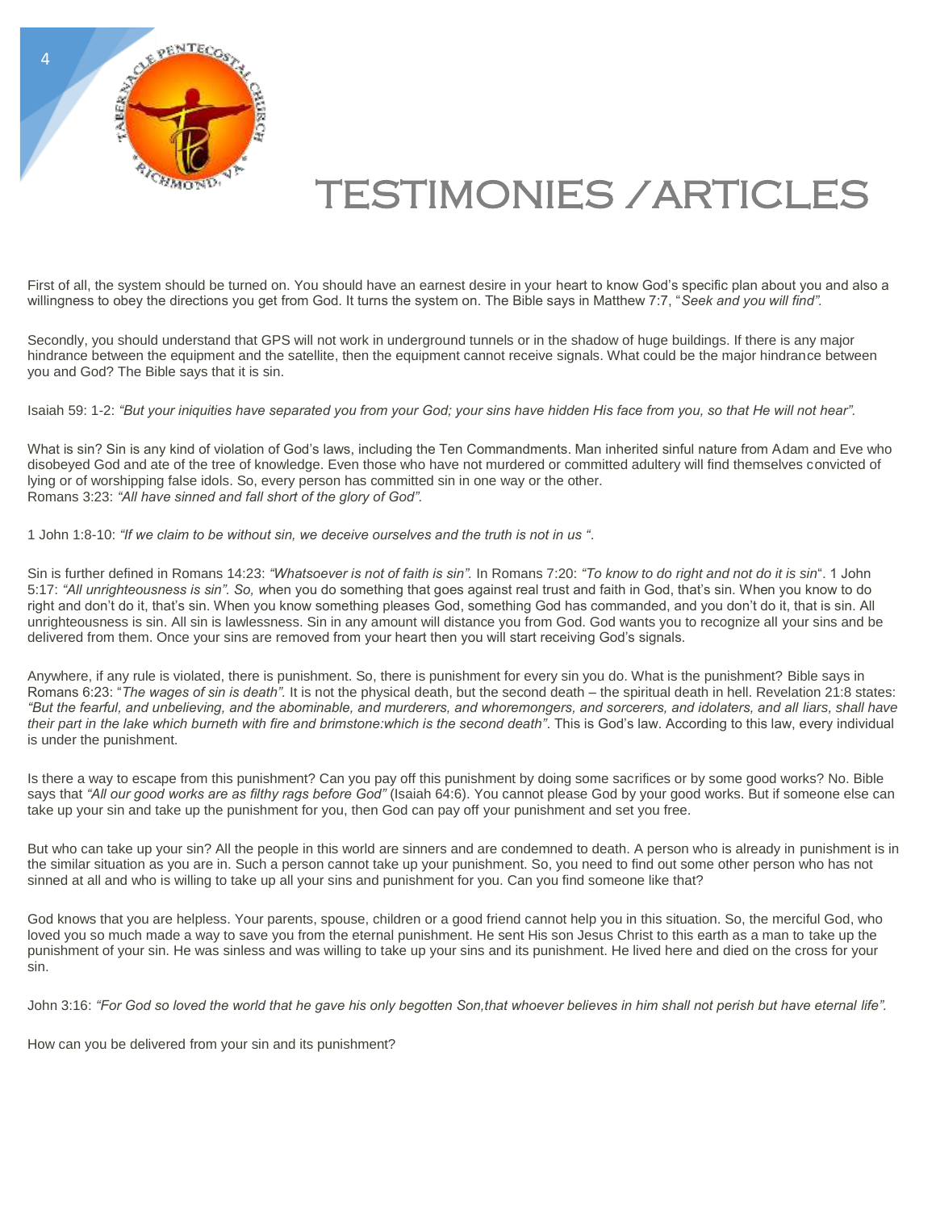# TESTIMONIES /ARTICLES

First of all, the system should be turned on. You should have an earnest desire in your heart to know God's specific plan about you and also a willingness to obey the directions you get from God. It turns the system on. The Bible says in Matthew 7:7, "*Seek and you will find".*

Secondly, you should understand that GPS will not work in underground tunnels or in the shadow of huge buildings. If there is any major hindrance between the equipment and the satellite, then the equipment cannot receive signals. What could be the major hindrance between you and God? The Bible says that it is sin.

Isaiah 59: 1-2: *"But your iniquities have separated you from your God; your sins have hidden His face from you, so that He will not hear".*

What is sin? Sin is any kind of violation of God's laws, including the Ten Commandments. Man inherited sinful nature from Adam and Eve who disobeyed God and ate of the tree of knowledge. Even those who have not murdered or committed adultery will find themselves convicted of lying or of worshipping false idols. So, every person has committed sin in one way or the other.
Romans 3:23: *"All have sinned and fall short of the glory of God".*

1 John 1:8-10: *"If we claim to be without sin, we deceive ourselves and the truth is not in us ".*

Sin is further defined in Romans 14:23: *"Whatsoever is not of faith is sin".* In Romans 7:20: *"To know to do right and not do it is sin*". 1 John 5:17: *"All unrighteousness is sin". So, w*hen you do something that goes against real trust and faith in God, that's sin. When you know to do right and don't do it, that's sin. When you know something pleases God, something God has commanded, and you don't do it, that is sin. All unrighteousness is sin. All sin is lawlessness. Sin in any amount will distance you from God. God wants you to recognize all your sins and be delivered from them. Once your sins are removed from your heart then you will start receiving God's signals.

Anywhere, if any rule is violated, there is punishment. So, there is punishment for every sin you do. What is the punishment? Bible says in Romans 6:23: "*The wages of sin is death".* It is not the physical death, but the second death – the spiritual death in hell. Revelation 21:8 states: *"But the fearful, and unbelieving, and the abominable, and murderers, and whoremongers, and sorcerers, and idolaters, and all liars, shall have their part in the lake which burneth with fire and brimstone:which is the second death"*. This is God's law. According to this law, every individual is under the punishment.

Is there a way to escape from this punishment? Can you pay off this punishment by doing some sacrifices or by some good works? No. Bible says that *"All our good works are as filthy rags before God"* (Isaiah 64:6). You cannot please God by your good works. But if someone else can take up your sin and take up the punishment for you, then God can pay off your punishment and set you free.

But who can take up your sin? All the people in this world are sinners and are condemned to death. A person who is already in punishment is in the similar situation as you are in. Such a person cannot take up your punishment. So, you need to find out some other person who has not sinned at all and who is willing to take up all your sins and punishment for you. Can you find someone like that?

God knows that you are helpless. Your parents, spouse, children or a good friend cannot help you in this situation. So, the merciful God, who loved you so much made a way to save you from the eternal punishment. He sent His son Jesus Christ to this earth as a man to take up the punishment of your sin. He was sinless and was willing to take up your sins and its punishment. He lived here and died on the cross for your sin.

John 3:16: *"For God so loved the world that he gave his only begotten Son,that whoever believes in him shall not perish but have eternal life".*

How can you be delivered from your sin and its punishment?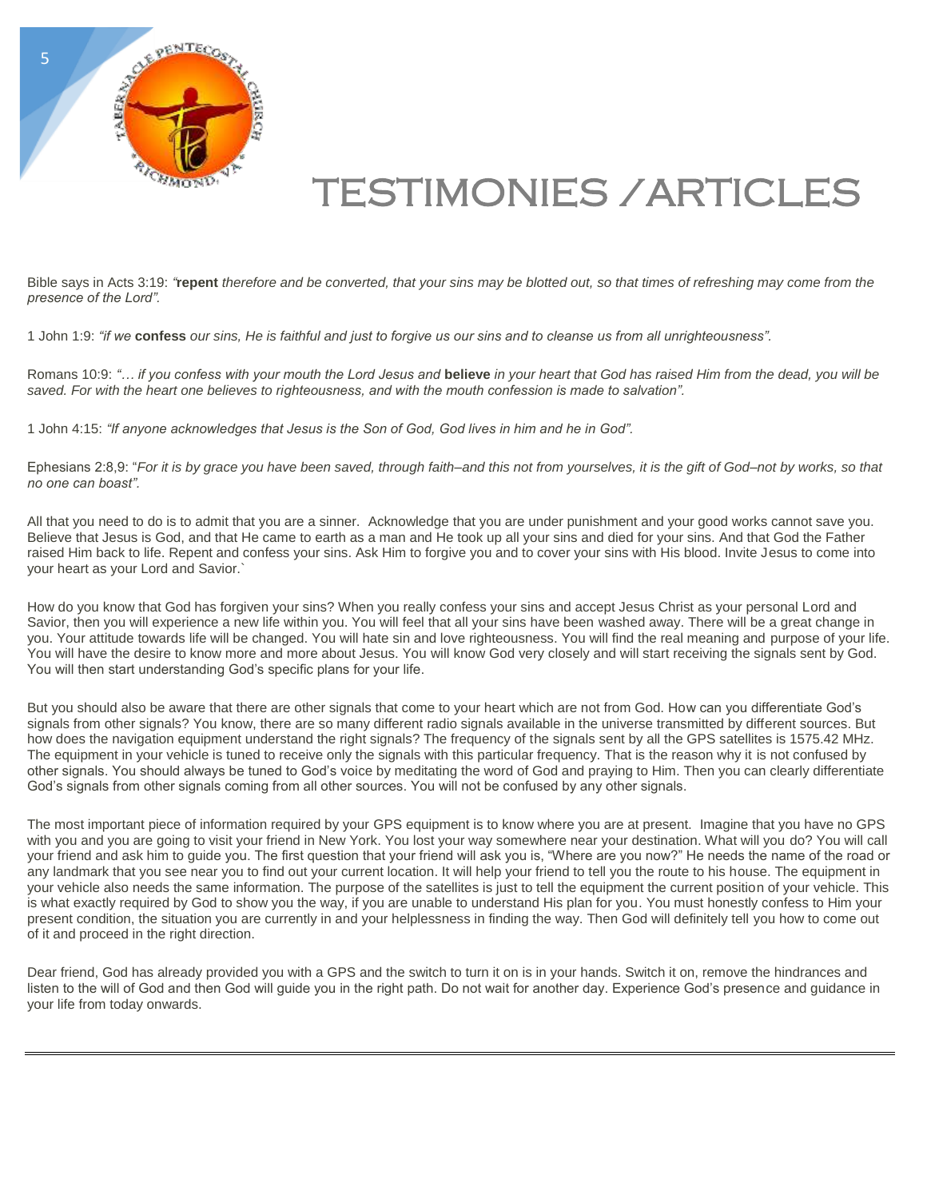# TESTIMONIES /ARTICLES

Bible says in Acts 3:19: *"***repent** *therefore and be converted, that your sins may be blotted out, so that times of refreshing may come from the presence of the Lord".*

1 John 1:9: *"if we* **confess** *our sins, He is faithful and just to forgive us our sins and to cleanse us from all unrighteousness".*

Romans 10:9: *"… if you confess with your mouth the Lord Jesus and* **believe** *in your heart that God has raised Him from the dead, you will be saved. For with the heart one believes to righteousness, and with the mouth confession is made to salvation".*

1 John 4:15: *"If anyone acknowledges that Jesus is the Son of God, God lives in him and he in God".*

Ephesians 2:8,9: "*For it is by grace you have been saved, through faith–and this not from yourselves, it is the gift of God–not by works, so that no one can boast".*

All that you need to do is to admit that you are a sinner. Acknowledge that you are under punishment and your good works cannot save you. Believe that Jesus is God, and that He came to earth as a man and He took up all your sins and died for your sins. And that God the Father raised Him back to life. Repent and confess your sins. Ask Him to forgive you and to cover your sins with His blood. Invite Jesus to come into your heart as your Lord and Savior.`

How do you know that God has forgiven your sins? When you really confess your sins and accept Jesus Christ as your personal Lord and Savior, then you will experience a new life within you. You will feel that all your sins have been washed away. There will be a great change in you. Your attitude towards life will be changed. You will hate sin and love righteousness. You will find the real meaning and purpose of your life. You will have the desire to know more and more about Jesus. You will know God very closely and will start receiving the signals sent by God. You will then start understanding God's specific plans for your life.

But you should also be aware that there are other signals that come to your heart which are not from God. How can you differentiate God's signals from other signals? You know, there are so many different radio signals available in the universe transmitted by different sources. But how does the navigation equipment understand the right signals? The frequency of the signals sent by all the GPS satellites is 1575.42 MHz. The equipment in your vehicle is tuned to receive only the signals with this particular frequency. That is the reason why it is not confused by other signals. You should always be tuned to God's voice by meditating the word of God and praying to Him. Then you can clearly differentiate God's signals from other signals coming from all other sources. You will not be confused by any other signals.

The most important piece of information required by your GPS equipment is to know where you are at present. Imagine that you have no GPS with you and you are going to visit your friend in New York. You lost your way somewhere near your destination. What will you do? You will call your friend and ask him to guide you. The first question that your friend will ask you is, "Where are you now?" He needs the name of the road or any landmark that you see near you to find out your current location. It will help your friend to tell you the route to his house. The equipment in your vehicle also needs the same information. The purpose of the satellites is just to tell the equipment the current position of your vehicle. This is what exactly required by God to show you the way, if you are unable to understand His plan for you. You must honestly confess to Him your present condition, the situation you are currently in and your helplessness in finding the way. Then God will definitely tell you how to come out of it and proceed in the right direction.

Dear friend, God has already provided you with a GPS and the switch to turn it on is in your hands. Switch it on, remove the hindrances and listen to the will of God and then God will guide you in the right path. Do not wait for another day. Experience God's presence and guidance in your life from today onwards.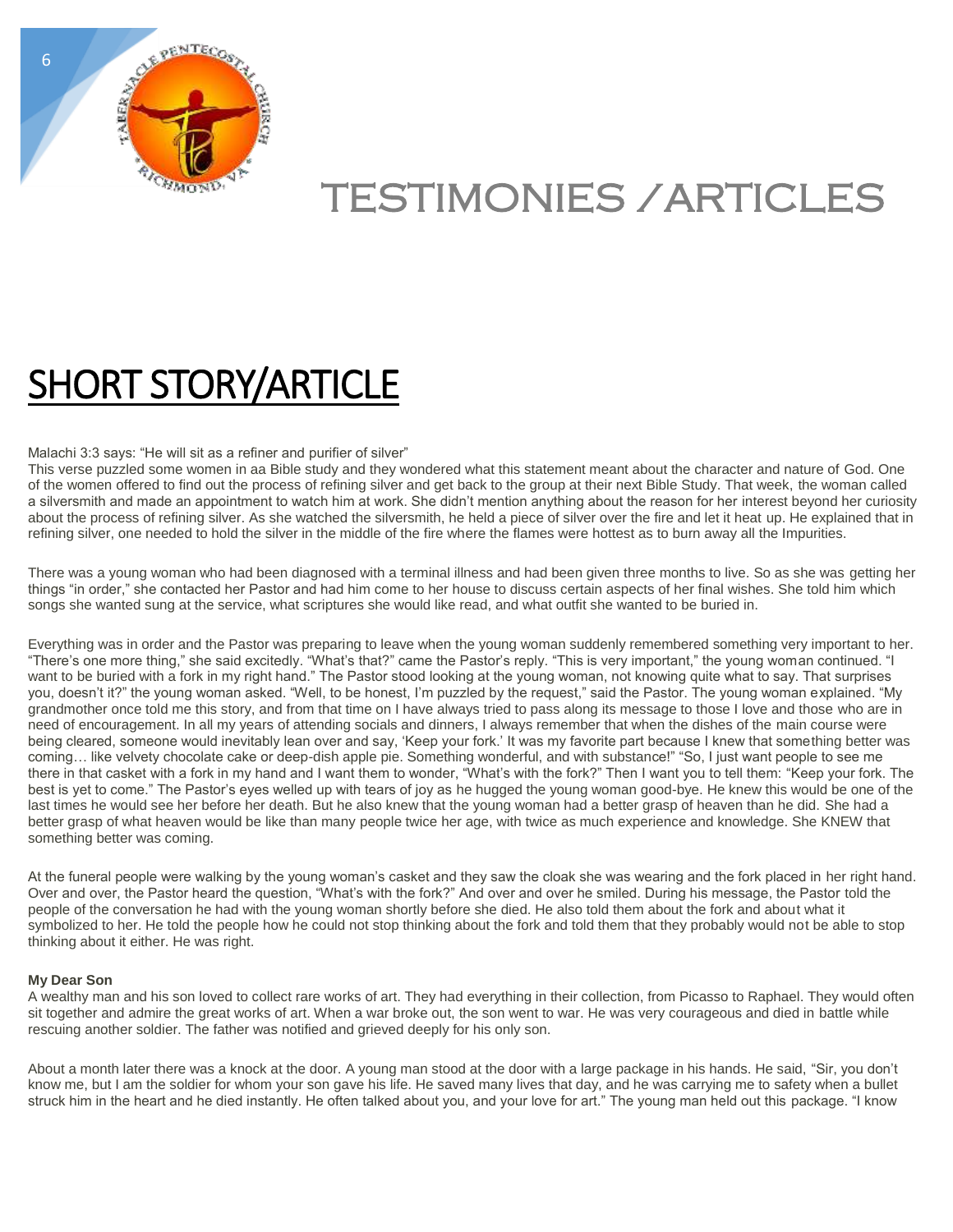# TESTIMONIES / ARTICLES

## SHORT STORY/ARTICLE

Malachi 3:3 says: "He will sit as a refiner and purifier of silver"

This verse puzzled some women in aa Bible study and they wondered what this statement meant about the character and nature of God. One of the women offered to find out the process of refining silver and get back to the group at their next Bible Study. That week, the woman called a silversmith and made an appointment to watch him at work. She didn't mention anything about the reason for her interest beyond her curiosity about the process of refining silver. As she watched the silversmith, he held a piece of silver over the fire and let it heat up. He explained that in refining silver, one needed to hold the silver in the middle of the fire where the flames were hottest as to burn away all the Impurities.

There was a young woman who had been diagnosed with a terminal illness and had been given three months to live. So as she was getting her things "in order," she contacted her Pastor and had him come to her house to discuss certain aspects of her final wishes. She told him which songs she wanted sung at the service, what scriptures she would like read, and what outfit she wanted to be buried in.

Everything was in order and the Pastor was preparing to leave when the young woman suddenly remembered something very important to her. "There's one more thing," she said excitedly. "What's that?" came the Pastor's reply. "This is very important," the young woman continued. "I want to be buried with a fork in my right hand." The Pastor stood looking at the young woman, not knowing quite what to say. That surprises you, doesn't it?" the young woman asked. "Well, to be honest, I'm puzzled by the request," said the Pastor. The young woman explained. "My grandmother once told me this story, and from that time on I have always tried to pass along its message to those I love and those who are in need of encouragement. In all my years of attending socials and dinners, I always remember that when the dishes of the main course were being cleared, someone would inevitably lean over and say, 'Keep your fork.' It was my favorite part because I knew that something better was coming… like velvety chocolate cake or deep-dish apple pie. Something wonderful, and with substance!" "So, I just want people to see me there in that casket with a fork in my hand and I want them to wonder, "What's with the fork?" Then I want you to tell them: "Keep your fork. The best is yet to come." The Pastor's eyes welled up with tears of joy as he hugged the young woman good-bye. He knew this would be one of the last times he would see her before her death. But he also knew that the young woman had a better grasp of heaven than he did. She had a better grasp of what heaven would be like than many people twice her age, with twice as much experience and knowledge. She KNEW that something better was coming.

At the funeral people were walking by the young woman's casket and they saw the cloak she was wearing and the fork placed in her right hand. Over and over, the Pastor heard the question, "What's with the fork?" And over and over he smiled. During his message, the Pastor told the people of the conversation he had with the young woman shortly before she died. He also told them about the fork and about what it symbolized to her. He told the people how he could not stop thinking about the fork and told them that they probably would not be able to stop thinking about it either. He was right.

**My Dear Son**

A wealthy man and his son loved to collect rare works of art. They had everything in their collection, from Picasso to Raphael. They would often sit together and admire the great works of art. When a war broke out, the son went to war. He was very courageous and died in battle while rescuing another soldier. The father was notified and grieved deeply for his only son.

About a month later there was a knock at the door. A young man stood at the door with a large package in his hands. He said, "Sir, you don't know me, but I am the soldier for whom your son gave his life. He saved many lives that day, and he was carrying me to safety when a bullet struck him in the heart and he died instantly. He often talked about you, and your love for art." The young man held out this package. "I know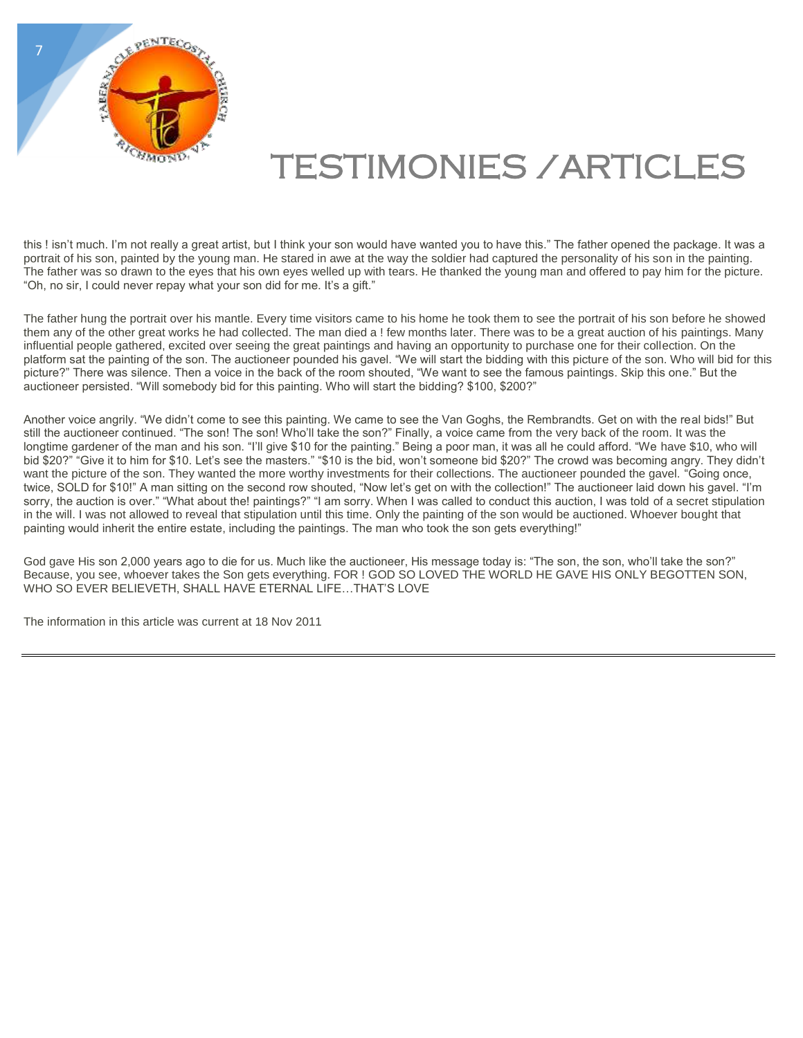# TESTIMONIES /ARTICLES

this ! isn't much. I'm not really a great artist, but I think your son would have wanted you to have this." The father opened the package. It was a portrait of his son, painted by the young man. He stared in awe at the way the soldier had captured the personality of his son in the painting. The father was so drawn to the eyes that his own eyes welled up with tears. He thanked the young man and offered to pay him for the picture. "Oh, no sir, I could never repay what your son did for me. It's a gift."

The father hung the portrait over his mantle. Every time visitors came to his home he took them to see the portrait of his son before he showed them any of the other great works he had collected. The man died a ! few months later. There was to be a great auction of his paintings. Many influential people gathered, excited over seeing the great paintings and having an opportunity to purchase one for their collection. On the platform sat the painting of the son. The auctioneer pounded his gavel. "We will start the bidding with this picture of the son. Who will bid for this picture?" There was silence. Then a voice in the back of the room shouted, "We want to see the famous paintings. Skip this one." But the auctioneer persisted. "Will somebody bid for this painting. Who will start the bidding? $100, $200?"

Another voice angrily. "We didn't come to see this painting. We came to see the Van Goghs, the Rembrandts. Get on with the real bids!" But still the auctioneer continued. "The son! The son! Who'll take the son?" Finally, a voice came from the very back of the room. It was the longtime gardener of the man and his son. "I'll give $10 for the painting." Being a poor man, it was all he could afford. "We have $10, who will bid $20?" "Give it to him for $10. Let's see the masters." "$10 is the bid, won't someone bid $20?" The crowd was becoming angry. They didn't want the picture of the son. They wanted the more worthy investments for their collections. The auctioneer pounded the gavel. "Going once, twice, SOLD for $10!" A man sitting on the second row shouted, "Now let's get on with the collection!" The auctioneer laid down his gavel. "I'm sorry, the auction is over." "What about the! paintings?" "I am sorry. When I was called to conduct this auction, I was told of a secret stipulation in the will. I was not allowed to reveal that stipulation until this time. Only the painting of the son would be auctioned. Whoever bought that painting would inherit the entire estate, including the paintings. The man who took the son gets everything!"

God gave His son 2,000 years ago to die for us. Much like the auctioneer, His message today is: "The son, the son, who'll take the son?" Because, you see, whoever takes the Son gets everything. FOR ! GOD SO LOVED THE WORLD HE GAVE HIS ONLY BEGOTTEN SON, WHO SO EVER BELIEVETH, SHALL HAVE ETERNAL LIFE…THAT'S LOVE

The information in this article was current at 18 Nov 2011